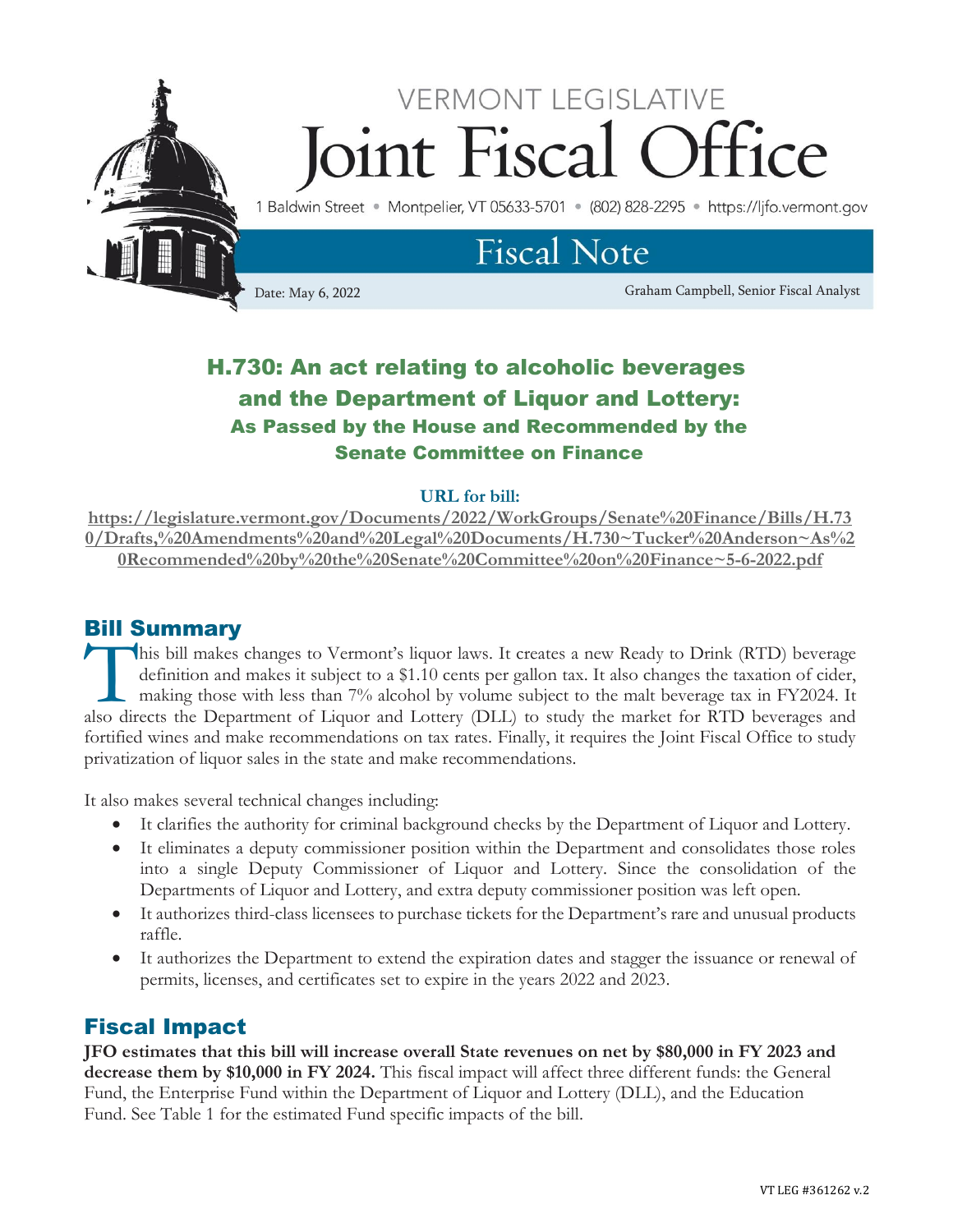# VERMONT LEGISLATIVE Joint Fiscal Office

1 Baldwin Street • Montpelier, VT 05633-5701 • (802) 828-2295 • https://ljfo.vermont.gov

## Fiscal Note

Date: May 6, 2022

Graham Campbell, Senior Fiscal Analyst

## H.730: An act relating to alcoholic beverages and the Department of Liquor and Lottery: As Passed by the House and Recommended by the Senate Committee on Finance

**URL for bill:**

**https://legislature.vermont.gov/Documents/2022/WorkGroups/Senate%20Finance/Bills/H.730/Drafts,%20Amendments%20and%20Legal%20Documents/H.730~Tucker%20Anderson~As%20Recommended%20by%20the%20Senate%20Committee%20on%20Finance~5-6-2022.pdf**

## Bill Summary

This bill makes changes to Vermont's liquor laws. It creates a new Ready to Drink (RTD) beverage definition and makes it subject to a $1.10 cents per gallon tax. It also changes the taxation of cider, making those with less than 7% alcohol by volume subject to the malt beverage tax in FY2024. It also directs the Department of Liquor and Lottery (DLL) to study the market for RTD beverages and fortified wines and make recommendations on tax rates. Finally, it requires the Joint Fiscal Office to study privatization of liquor sales in the state and make recommendations.

It also makes several technical changes including:

- It clarifies the authority for criminal background checks by the Department of Liquor and Lottery.
- It eliminates a deputy commissioner position within the Department and consolidates those roles into a single Deputy Commissioner of Liquor and Lottery. Since the consolidation of the Departments of Liquor and Lottery, and extra deputy commissioner position was left open.
- It authorizes third-class licensees to purchase tickets for the Department's rare and unusual products raffle.
- It authorizes the Department to extend the expiration dates and stagger the issuance or renewal of permits, licenses, and certificates set to expire in the years 2022 and 2023.

## Fiscal Impact

**JFO estimates that this bill will increase overall State revenues on net by $80,000 in FY 2023 and decrease them by $10,000 in FY 2024.** This fiscal impact will affect three different funds: the General Fund, the Enterprise Fund within the Department of Liquor and Lottery (DLL), and the Education Fund. See Table 1 for the estimated Fund specific impacts of the bill.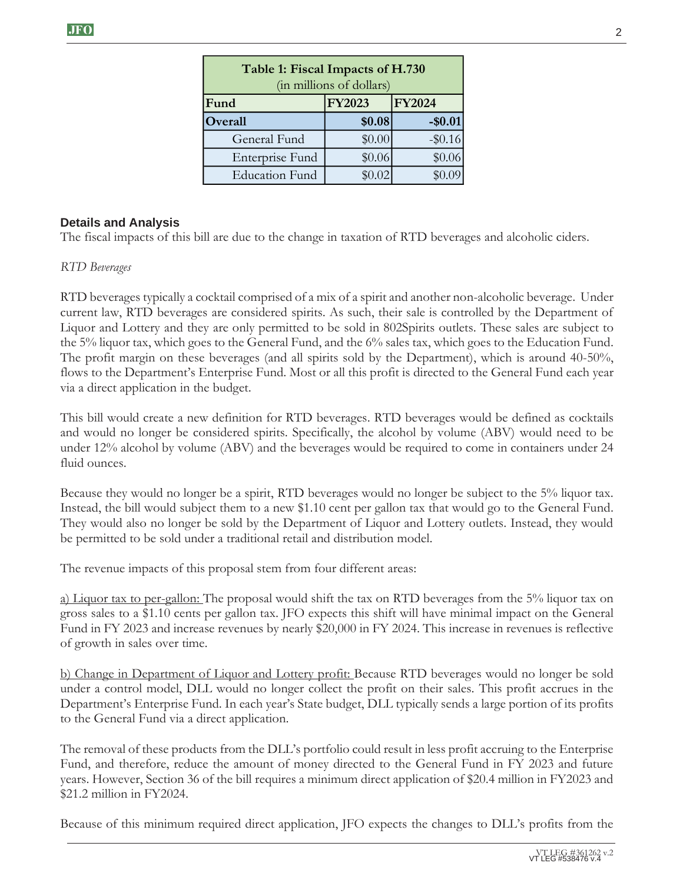| Table 1: Fiscal Impacts of H.730 (in millions of dollars) | | |
|---|---|---|
| **Fund** | **FY2023** | **FY2024** |
| **Overall** | **$0.08** | **-$0.01** |
| General Fund | $0.00 | -$0.16 |
| Enterprise Fund | $0.06 | $0.06 |
| Education Fund | $0.02 | $0.09 |

### Details and Analysis

The fiscal impacts of this bill are due to the change in taxation of RTD beverages and alcoholic ciders.

*RTD Beverages*

RTD beverages typically a cocktail comprised of a mix of a spirit and another non-alcoholic beverage. Under current law, RTD beverages are considered spirits. As such, their sale is controlled by the Department of Liquor and Lottery and they are only permitted to be sold in 802Spirits outlets. These sales are subject to the 5% liquor tax, which goes to the General Fund, and the 6% sales tax, which goes to the Education Fund. The profit margin on these beverages (and all spirits sold by the Department), which is around 40-50%, flows to the Department's Enterprise Fund. Most or all this profit is directed to the General Fund each year via a direct application in the budget.

This bill would create a new definition for RTD beverages. RTD beverages would be defined as cocktails and would no longer be considered spirits. Specifically, the alcohol by volume (ABV) would need to be under 12% alcohol by volume (ABV) and the beverages would be required to come in containers under 24 fluid ounces.

Because they would no longer be a spirit, RTD beverages would no longer be subject to the 5% liquor tax. Instead, the bill would subject them to a new $1.10 cent per gallon tax that would go to the General Fund. They would also no longer be sold by the Department of Liquor and Lottery outlets. Instead, they would be permitted to be sold under a traditional retail and distribution model.

The revenue impacts of this proposal stem from four different areas:

<u>a) Liquor tax to per-gallon:</u> The proposal would shift the tax on RTD beverages from the 5% liquor tax on gross sales to a $1.10 cents per gallon tax. JFO expects this shift will have minimal impact on the General Fund in FY 2023 and increase revenues by nearly $20,000 in FY 2024. This increase in revenues is reflective of growth in sales over time.

<u>b) Change in Department of Liquor and Lottery profit:</u> Because RTD beverages would no longer be sold under a control model, DLL would no longer collect the profit on their sales. This profit accrues in the Department's Enterprise Fund. In each year's State budget, DLL typically sends a large portion of its profits to the General Fund via a direct application.

The removal of these products from the DLL's portfolio could result in less profit accruing to the Enterprise Fund, and therefore, reduce the amount of money directed to the General Fund in FY 2023 and future years. However, Section 36 of the bill requires a minimum direct application of $20.4 million in FY2023 and $21.2 million in FY2024.

Because of this minimum required direct application, JFO expects the changes to DLL's profits from the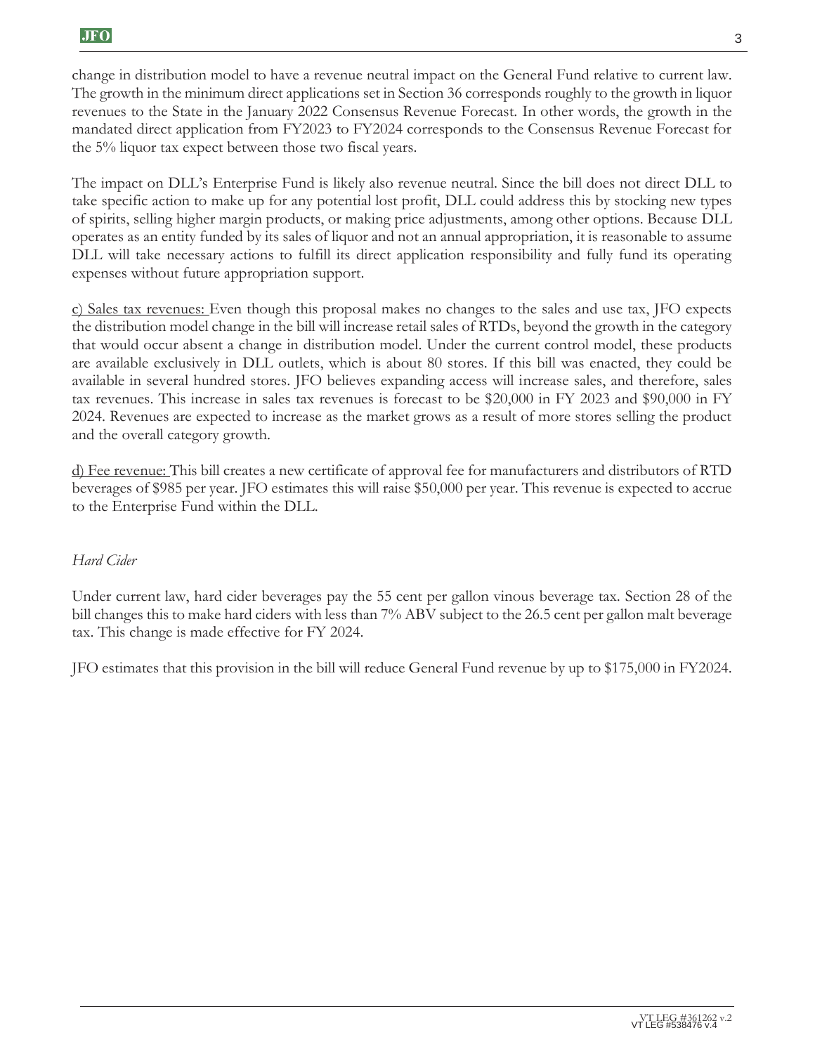change in distribution model to have a revenue neutral impact on the General Fund relative to current law. The growth in the minimum direct applications set in Section 36 corresponds roughly to the growth in liquor revenues to the State in the January 2022 Consensus Revenue Forecast. In other words, the growth in the mandated direct application from FY2023 to FY2024 corresponds to the Consensus Revenue Forecast for the 5% liquor tax expect between those two fiscal years.

The impact on DLL's Enterprise Fund is likely also revenue neutral. Since the bill does not direct DLL to take specific action to make up for any potential lost profit, DLL could address this by stocking new types of spirits, selling higher margin products, or making price adjustments, among other options. Because DLL operates as an entity funded by its sales of liquor and not an annual appropriation, it is reasonable to assume DLL will take necessary actions to fulfill its direct application responsibility and fully fund its operating expenses without future appropriation support.

<u>c) Sales tax revenues:</u> Even though this proposal makes no changes to the sales and use tax, JFO expects the distribution model change in the bill will increase retail sales of RTDs, beyond the growth in the category that would occur absent a change in distribution model. Under the current control model, these products are available exclusively in DLL outlets, which is about 80 stores. If this bill was enacted, they could be available in several hundred stores. JFO believes expanding access will increase sales, and therefore, sales tax revenues. This increase in sales tax revenues is forecast to be $20,000 in FY 2023 and $90,000 in FY 2024. Revenues are expected to increase as the market grows as a result of more stores selling the product and the overall category growth.

<u>d) Fee revenue:</u> This bill creates a new certificate of approval fee for manufacturers and distributors of RTD beverages of $985 per year. JFO estimates this will raise $50,000 per year. This revenue is expected to accrue to the Enterprise Fund within the DLL.

*Hard Cider*

Under current law, hard cider beverages pay the 55 cent per gallon vinous beverage tax. Section 28 of the bill changes this to make hard ciders with less than 7% ABV subject to the 26.5 cent per gallon malt beverage tax. This change is made effective for FY 2024.

JFO estimates that this provision in the bill will reduce General Fund revenue by up to $175,000 in FY2024.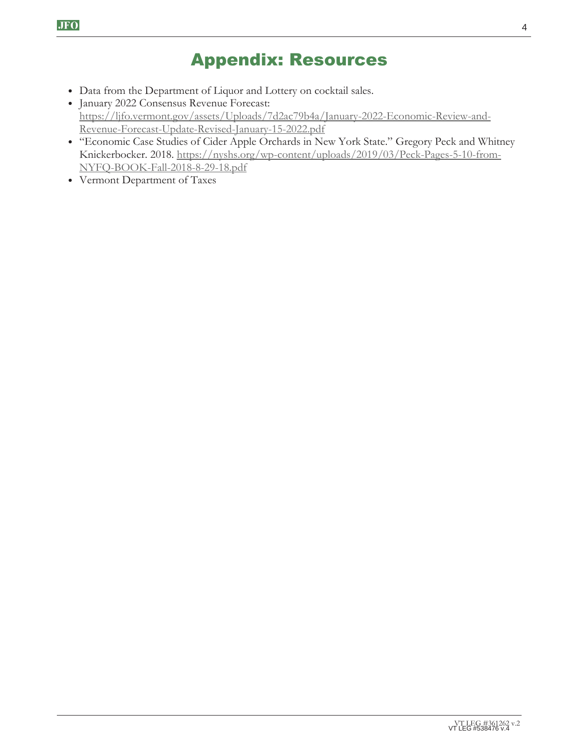# Appendix: Resources

- Data from the Department of Liquor and Lottery on cocktail sales.
- January 2022 Consensus Revenue Forecast: https://ljfo.vermont.gov/assets/Uploads/7d2ac79b4a/January-2022-Economic-Review-and-Revenue-Forecast-Update-Revised-January-15-2022.pdf
- "Economic Case Studies of Cider Apple Orchards in New York State." Gregory Peck and Whitney Knickerbocker. 2018. https://nyshs.org/wp-content/uploads/2019/03/Peck-Pages-5-10-from-NYFQ-BOOK-Fall-2018-8-29-18.pdf
- Vermont Department of Taxes